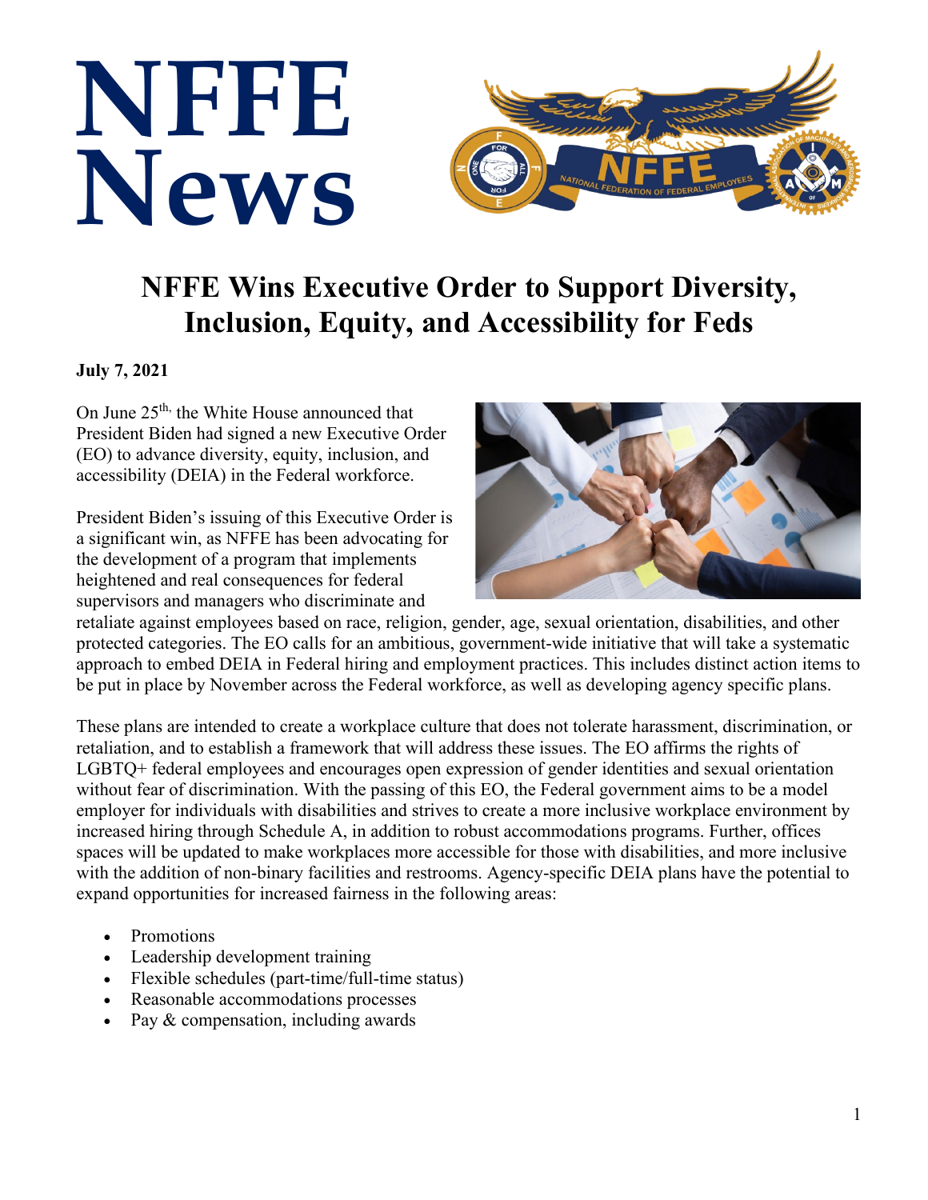# NFFE News

## NFFE Wins Executive Order to Support Diversity, Inclusion, Equity, and Accessibility for Feds

**July 7, 2021**

On June 25th, the White House announced that President Biden had signed a new Executive Order (EO) to advance diversity, equity, inclusion, and accessibility (DEIA) in the Federal workforce.

President Biden's issuing of this Executive Order is a significant win, as NFFE has been advocating for the development of a program that implements heightened and real consequences for federal supervisors and managers who discriminate and retaliate against employees based on race, religion, gender, age, sexual orientation, disabilities, and other protected categories. The EO calls for an ambitious, government-wide initiative that will take a systematic approach to embed DEIA in Federal hiring and employment practices. This includes distinct action items to be put in place by November across the Federal workforce, as well as developing agency specific plans.

These plans are intended to create a workplace culture that does not tolerate harassment, discrimination, or retaliation, and to establish a framework that will address these issues. The EO affirms the rights of LGBTQ+ federal employees and encourages open expression of gender identities and sexual orientation without fear of discrimination. With the passing of this EO, the Federal government aims to be a model employer for individuals with disabilities and strives to create a more inclusive workplace environment by increased hiring through Schedule A, in addition to robust accommodations programs. Further, offices spaces will be updated to make workplaces more accessible for those with disabilities, and more inclusive with the addition of non-binary facilities and restrooms. Agency-specific DEIA plans have the potential to expand opportunities for increased fairness in the following areas:

- Promotions
- Leadership development training
- Flexible schedules (part-time/full-time status)
- Reasonable accommodations processes
- Pay & compensation, including awards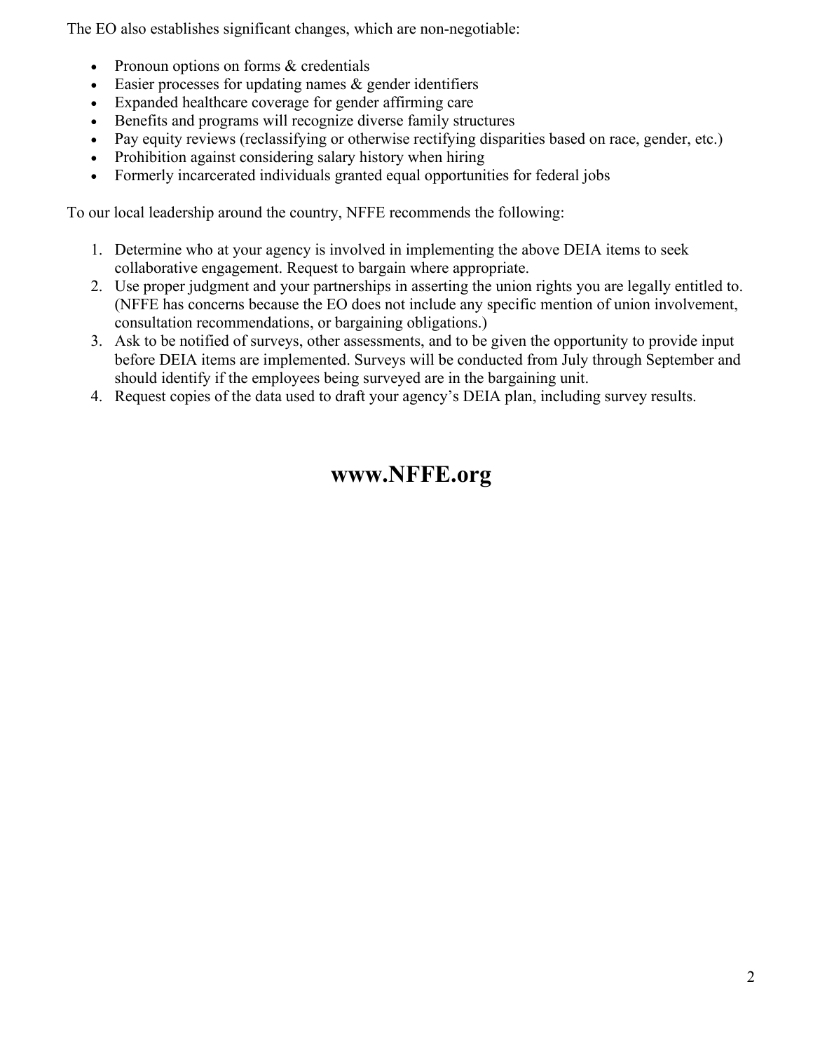The EO also establishes significant changes, which are non-negotiable:

- Pronoun options on forms & credentials
- Easier processes for updating names & gender identifiers
- Expanded healthcare coverage for gender affirming care
- Benefits and programs will recognize diverse family structures
- Pay equity reviews (reclassifying or otherwise rectifying disparities based on race, gender, etc.)
- Prohibition against considering salary history when hiring
- Formerly incarcerated individuals granted equal opportunities for federal jobs

To our local leadership around the country, NFFE recommends the following:

1. Determine who at your agency is involved in implementing the above DEIA items to seek collaborative engagement. Request to bargain where appropriate.
2. Use proper judgment and your partnerships in asserting the union rights you are legally entitled to. (NFFE has concerns because the EO does not include any specific mention of union involvement, consultation recommendations, or bargaining obligations.)
3. Ask to be notified of surveys, other assessments, and to be given the opportunity to provide input before DEIA items are implemented. Surveys will be conducted from July through September and should identify if the employees being surveyed are in the bargaining unit.
4. Request copies of the data used to draft your agency's DEIA plan, including survey results.

**www.NFFE.org**